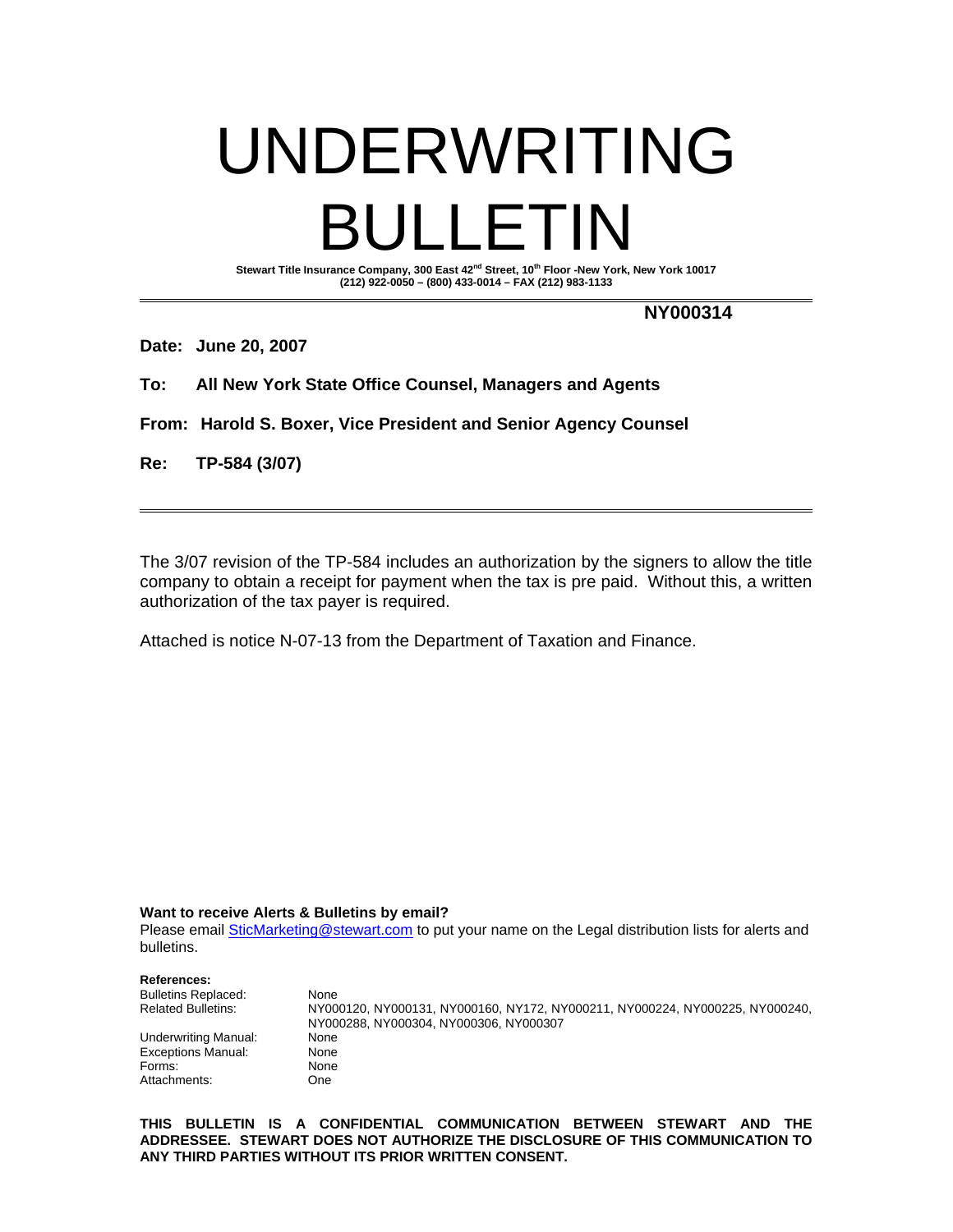# UNDERWRITING BULLETIN

**Stewart Title Insurance Company, 300 East 42nd Street, 10th Floor -New York, New York 10017**
**(212) 922-0050 – (800) 433-0014 – FAX (212) 983-1133**

**NY000314**

**Date: June 20, 2007**

**To: All New York State Office Counsel, Managers and Agents**

**From: Harold S. Boxer, Vice President and Senior Agency Counsel**

**Re: TP-584 (3/07)**

---

The 3/07 revision of the TP-584 includes an authorization by the signers to allow the title company to obtain a receipt for payment when the tax is pre paid. Without this, a written authorization of the tax payer is required.

Attached is notice N-07-13 from the Department of Taxation and Finance.

**Want to receive Alerts & Bulletins by email?**
Please email SticMarketing@stewart.com to put your name on the Legal distribution lists for alerts and bulletins.

**References:**

| | |
|---|---|
| Bulletins Replaced: | None |
| Related Bulletins: | NY000120, NY000131, NY000160, NY172, NY000211, NY000224, NY000225, NY000240, NY000288, NY000304, NY000306, NY000307 |
| Underwriting Manual: | None |
| Exceptions Manual: | None |
| Forms: | None |
| Attachments: | One |

**THIS BULLETIN IS A CONFIDENTIAL COMMUNICATION BETWEEN STEWART AND THE ADDRESSEE. STEWART DOES NOT AUTHORIZE THE DISCLOSURE OF THIS COMMUNICATION TO ANY THIRD PARTIES WITHOUT ITS PRIOR WRITTEN CONSENT.**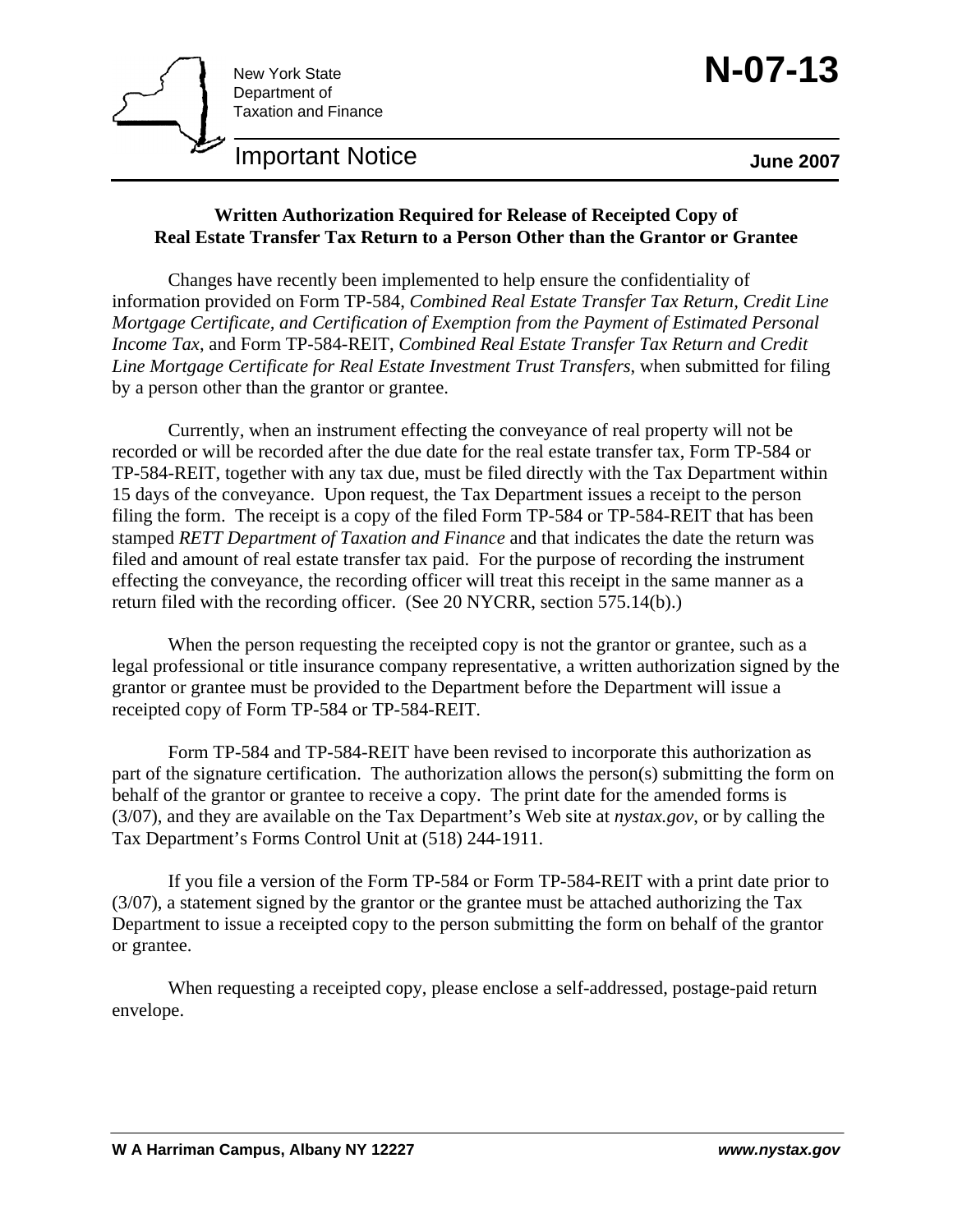New York State
Department of
Taxation and Finance

# N-07-13

## Important Notice

**June 2007**

### Written Authorization Required for Release of Receipted Copy of Real Estate Transfer Tax Return to a Person Other than the Grantor or Grantee

Changes have recently been implemented to help ensure the confidentiality of information provided on Form TP-584, *Combined Real Estate Transfer Tax Return, Credit Line Mortgage Certificate, and Certification of Exemption from the Payment of Estimated Personal Income Tax*, and Form TP-584-REIT, *Combined Real Estate Transfer Tax Return and Credit Line Mortgage Certificate for Real Estate Investment Trust Transfers*, when submitted for filing by a person other than the grantor or grantee.

Currently, when an instrument effecting the conveyance of real property will not be recorded or will be recorded after the due date for the real estate transfer tax, Form TP-584 or TP-584-REIT, together with any tax due, must be filed directly with the Tax Department within 15 days of the conveyance. Upon request, the Tax Department issues a receipt to the person filing the form. The receipt is a copy of the filed Form TP-584 or TP-584-REIT that has been stamped *RETT Department of Taxation and Finance* and that indicates the date the return was filed and amount of real estate transfer tax paid. For the purpose of recording the instrument effecting the conveyance, the recording officer will treat this receipt in the same manner as a return filed with the recording officer. (See 20 NYCRR, section 575.14(b).)

When the person requesting the receipted copy is not the grantor or grantee, such as a legal professional or title insurance company representative, a written authorization signed by the grantor or grantee must be provided to the Department before the Department will issue a receipted copy of Form TP-584 or TP-584-REIT.

Form TP-584 and TP-584-REIT have been revised to incorporate this authorization as part of the signature certification. The authorization allows the person(s) submitting the form on behalf of the grantor or grantee to receive a copy. The print date for the amended forms is (3/07), and they are available on the Tax Department's Web site at *nystax.gov*, or by calling the Tax Department's Forms Control Unit at (518) 244-1911.

If you file a version of the Form TP-584 or Form TP-584-REIT with a print date prior to (3/07), a statement signed by the grantor or the grantee must be attached authorizing the Tax Department to issue a receipted copy to the person submitting the form on behalf of the grantor or grantee.

When requesting a receipted copy, please enclose a self-addressed, postage-paid return envelope.

**W A Harriman Campus, Albany NY 12227** ***www.nystax.gov***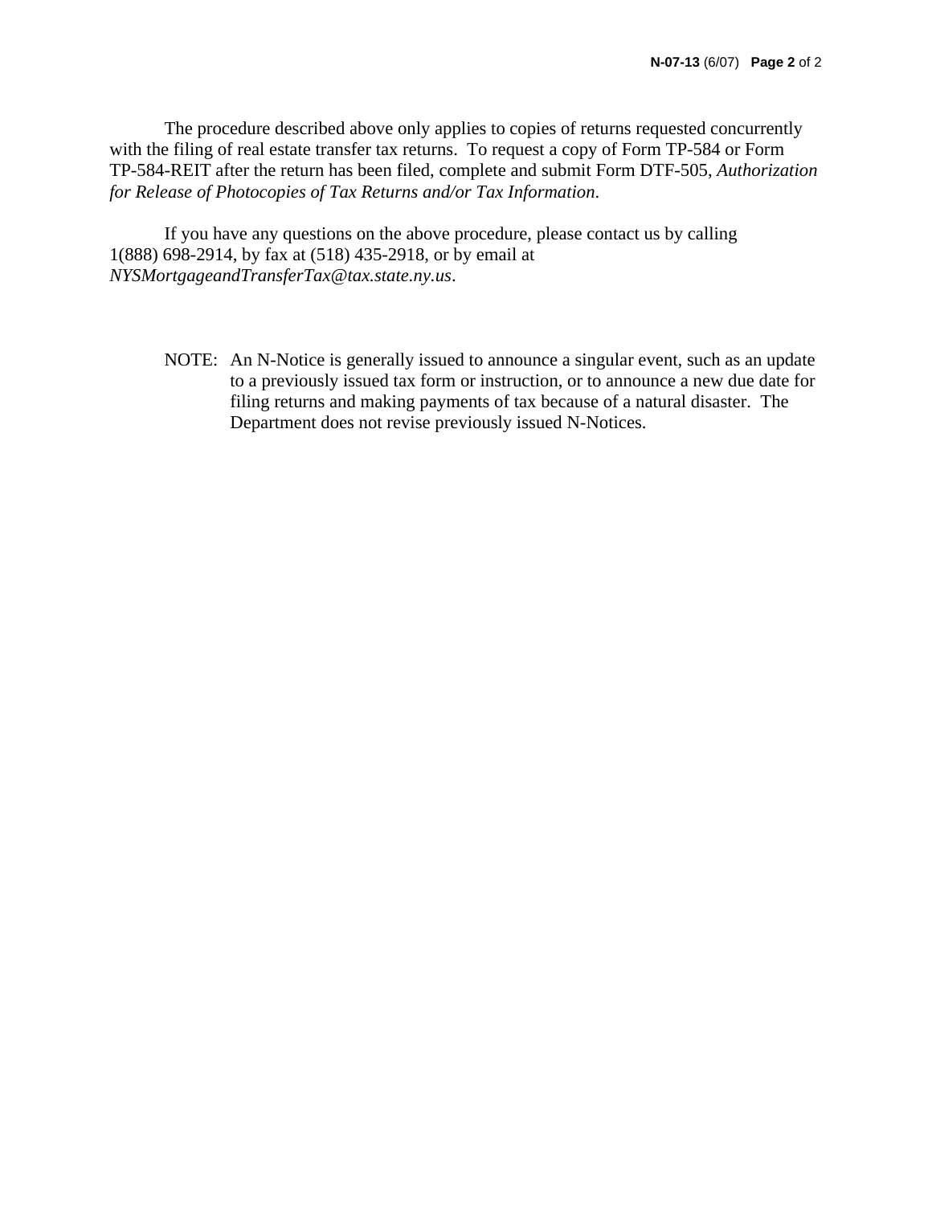The procedure described above only applies to copies of returns requested concurrently with the filing of real estate transfer tax returns. To request a copy of Form TP-584 or Form TP-584-REIT after the return has been filed, complete and submit Form DTF-505, *Authorization for Release of Photocopies of Tax Returns and/or Tax Information*.

If you have any questions on the above procedure, please contact us by calling 1(888) 698-2914, by fax at (518) 435-2918, or by email at *NYSMortgageandTransferTax@tax.state.ny.us*.

NOTE: An N-Notice is generally issued to announce a singular event, such as an update to a previously issued tax form or instruction, or to announce a new due date for filing returns and making payments of tax because of a natural disaster. The Department does not revise previously issued N-Notices.